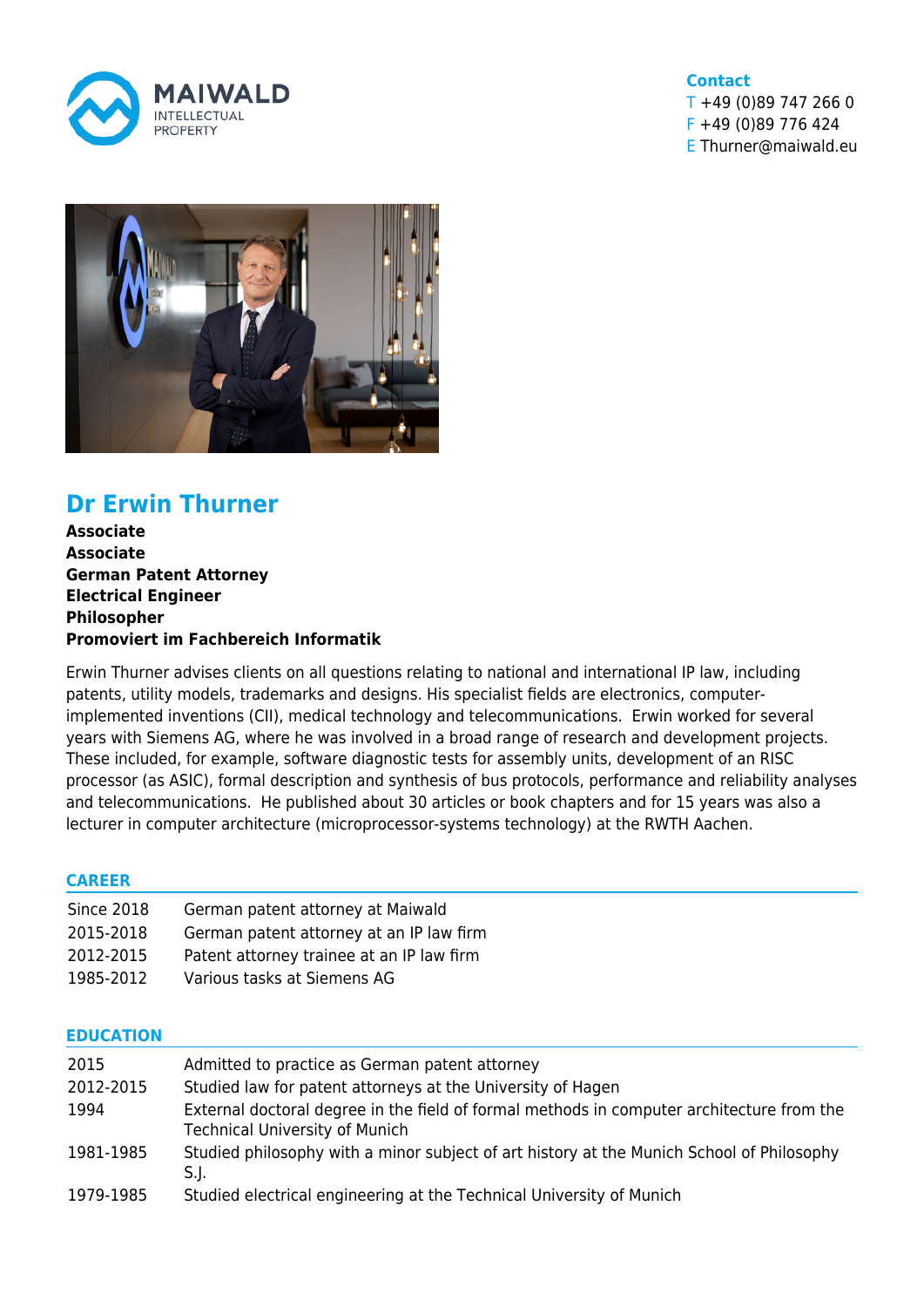MAIWALD
INTELLECTUAL PROPERTY

**Contact**
T +49 (0)89 747 266 0
F +49 (0)89 776 424
E Thurner@maiwald.eu

# Dr Erwin Thurner

**Associate**
**Associate**
**German Patent Attorney**
**Electrical Engineer**
**Philosopher**
**Promoviert im Fachbereich Informatik**

Erwin Thurner advises clients on all questions relating to national and international IP law, including patents, utility models, trademarks and designs. His specialist fields are electronics, computer-implemented inventions (CII), medical technology and telecommunications. Erwin worked for several years with Siemens AG, where he was involved in a broad range of research and development projects. These included, for example, software diagnostic tests for assembly units, development of an RISC processor (as ASIC), formal description and synthesis of bus protocols, performance and reliability analyses and telecommunications. He published about 30 articles or book chapters and for 15 years was also a lecturer in computer architecture (microprocessor-systems technology) at the RWTH Aachen.

## CAREER

| | |
|---|---|
| Since 2018 | German patent attorney at Maiwald |
| 2015-2018 | German patent attorney at an IP law firm |
| 2012-2015 | Patent attorney trainee at an IP law firm |
| 1985-2012 | Various tasks at Siemens AG |

## EDUCATION

| | |
|---|---|
| 2015 | Admitted to practice as German patent attorney |
| 2012-2015 | Studied law for patent attorneys at the University of Hagen |
| 1994 | External doctoral degree in the field of formal methods in computer architecture from the Technical University of Munich |
| 1981-1985 | Studied philosophy with a minor subject of art history at the Munich School of Philosophy S.J. |
| 1979-1985 | Studied electrical engineering at the Technical University of Munich |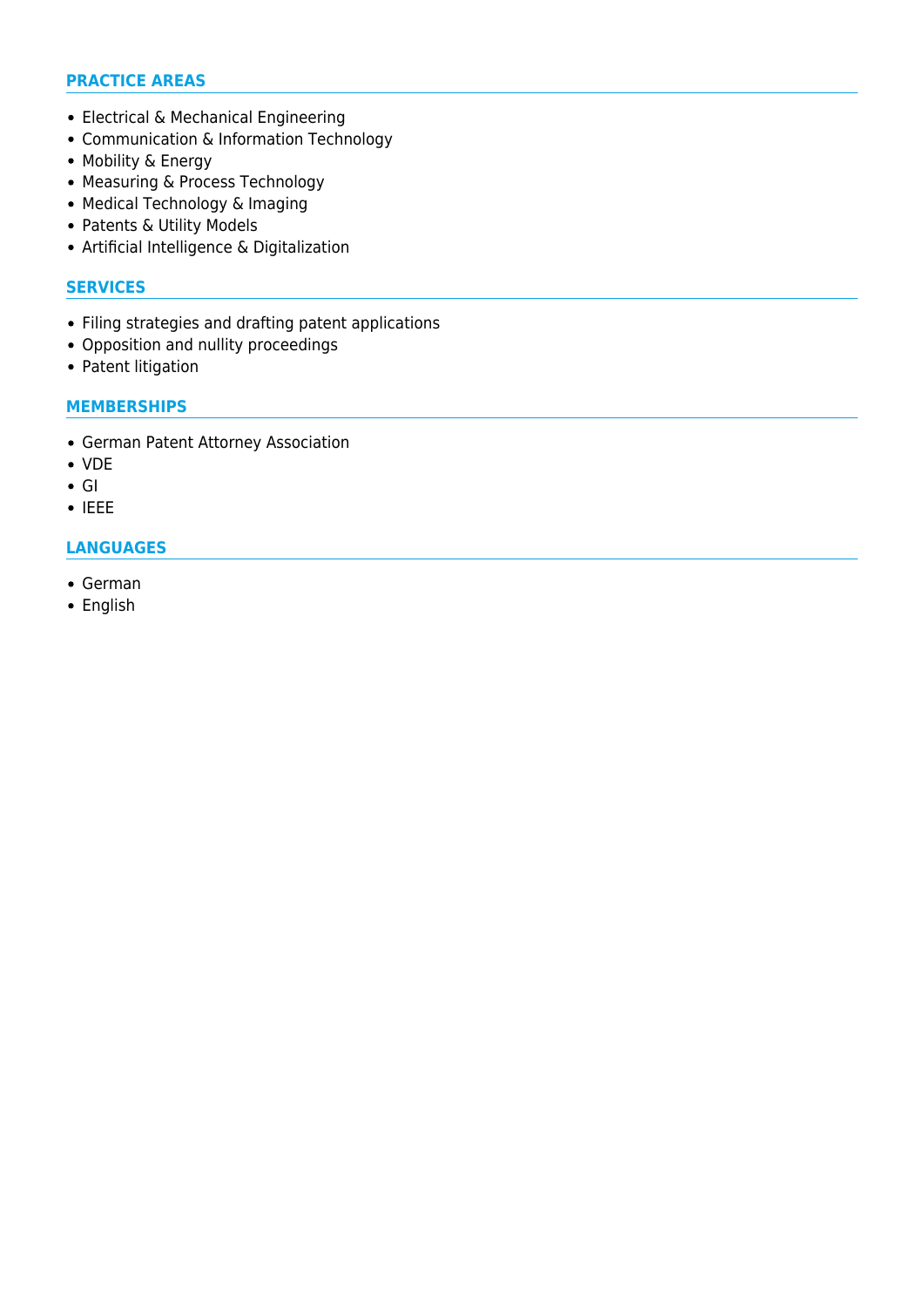## PRACTICE AREAS

- Electrical & Mechanical Engineering
- Communication & Information Technology
- Mobility & Energy
- Measuring & Process Technology
- Medical Technology & Imaging
- Patents & Utility Models
- Artificial Intelligence & Digitalization

## SERVICES

- Filing strategies and drafting patent applications
- Opposition and nullity proceedings
- Patent litigation

## MEMBERSHIPS

- German Patent Attorney Association
- VDE
- GI
- IEEE

## LANGUAGES

- German
- English